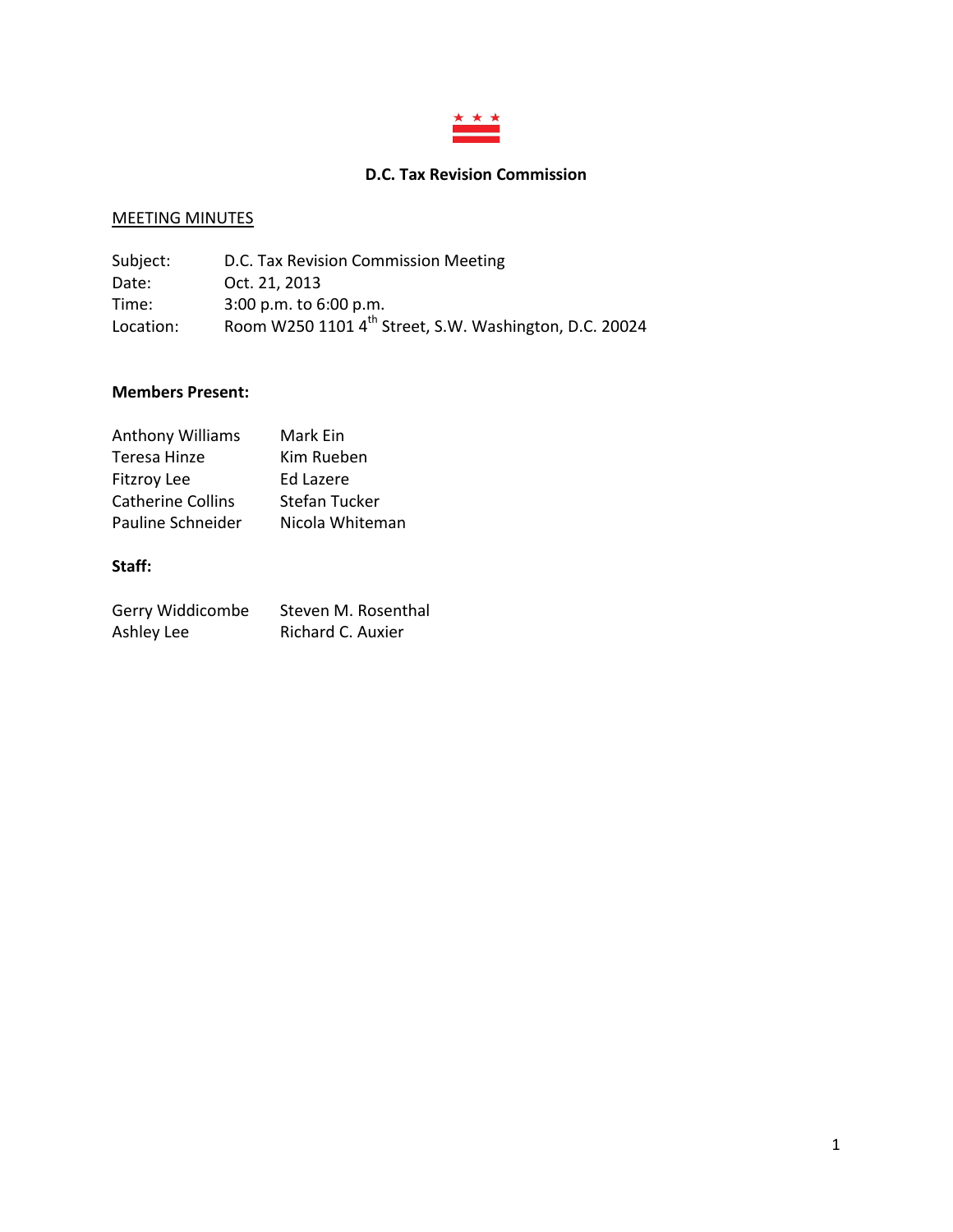# D.C. Tax Revision Commission

MEETING MINUTES

Subject: D.C. Tax Revision Commission Meeting
Date: Oct. 21, 2013
Time: 3:00 p.m. to 6:00 p.m.
Location: Room W250 1101 4th Street, S.W. Washington, D.C. 20024

**Members Present:**

| | |
|---|---|
| Anthony Williams | Mark Ein |
| Teresa Hinze | Kim Rueben |
| Fitzroy Lee | Ed Lazere |
| Catherine Collins | Stefan Tucker |
| Pauline Schneider | Nicola Whiteman |

**Staff:**

| | |
|---|---|
| Gerry Widdicombe | Steven M. Rosenthal |
| Ashley Lee | Richard C. Auxier |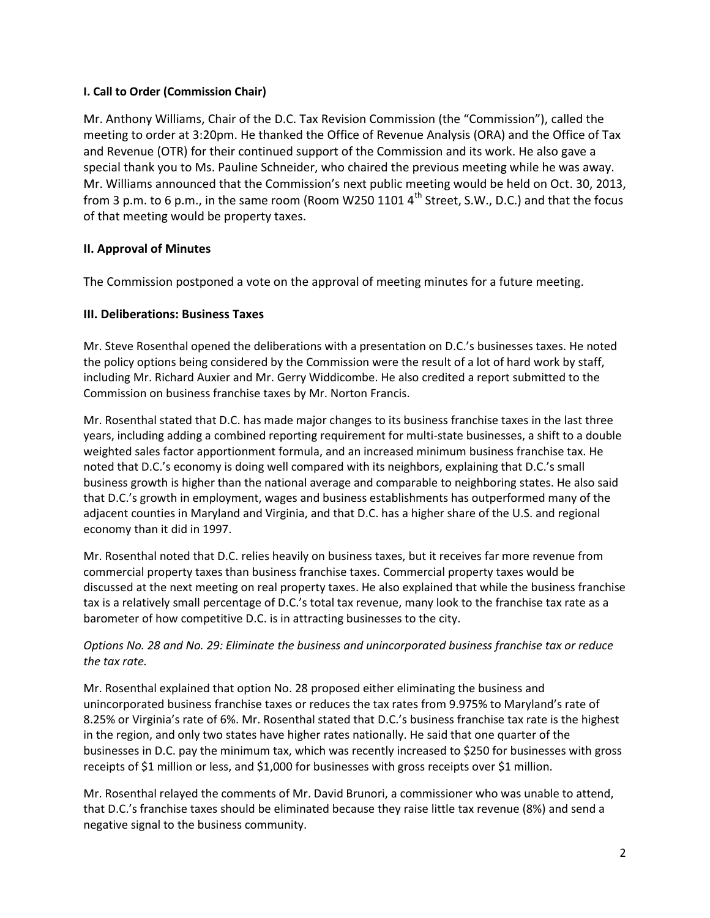**I. Call to Order (Commission Chair)**

Mr. Anthony Williams, Chair of the D.C. Tax Revision Commission (the "Commission"), called the meeting to order at 3:20pm. He thanked the Office of Revenue Analysis (ORA) and the Office of Tax and Revenue (OTR) for their continued support of the Commission and its work. He also gave a special thank you to Ms. Pauline Schneider, who chaired the previous meeting while he was away. Mr. Williams announced that the Commission's next public meeting would be held on Oct. 30, 2013, from 3 p.m. to 6 p.m., in the same room (Room W250 1101 4th Street, S.W., D.C.) and that the focus of that meeting would be property taxes.

**II. Approval of Minutes**

The Commission postponed a vote on the approval of meeting minutes for a future meeting.

**III. Deliberations: Business Taxes**

Mr. Steve Rosenthal opened the deliberations with a presentation on D.C.'s businesses taxes. He noted the policy options being considered by the Commission were the result of a lot of hard work by staff, including Mr. Richard Auxier and Mr. Gerry Widdicombe. He also credited a report submitted to the Commission on business franchise taxes by Mr. Norton Francis.

Mr. Rosenthal stated that D.C. has made major changes to its business franchise taxes in the last three years, including adding a combined reporting requirement for multi-state businesses, a shift to a double weighted sales factor apportionment formula, and an increased minimum business franchise tax. He noted that D.C.'s economy is doing well compared with its neighbors, explaining that D.C.'s small business growth is higher than the national average and comparable to neighboring states. He also said that D.C.'s growth in employment, wages and business establishments has outperformed many of the adjacent counties in Maryland and Virginia, and that D.C. has a higher share of the U.S. and regional economy than it did in 1997.

Mr. Rosenthal noted that D.C. relies heavily on business taxes, but it receives far more revenue from commercial property taxes than business franchise taxes. Commercial property taxes would be discussed at the next meeting on real property taxes. He also explained that while the business franchise tax is a relatively small percentage of D.C.'s total tax revenue, many look to the franchise tax rate as a barometer of how competitive D.C. is in attracting businesses to the city.

*Options No. 28 and No. 29: Eliminate the business and unincorporated business franchise tax or reduce the tax rate.*

Mr. Rosenthal explained that option No. 28 proposed either eliminating the business and unincorporated business franchise taxes or reduces the tax rates from 9.975% to Maryland's rate of 8.25% or Virginia's rate of 6%. Mr. Rosenthal stated that D.C.'s business franchise tax rate is the highest in the region, and only two states have higher rates nationally. He said that one quarter of the businesses in D.C. pay the minimum tax, which was recently increased to $250 for businesses with gross receipts of $1 million or less, and $1,000 for businesses with gross receipts over $1 million.

Mr. Rosenthal relayed the comments of Mr. David Brunori, a commissioner who was unable to attend, that D.C.'s franchise taxes should be eliminated because they raise little tax revenue (8%) and send a negative signal to the business community.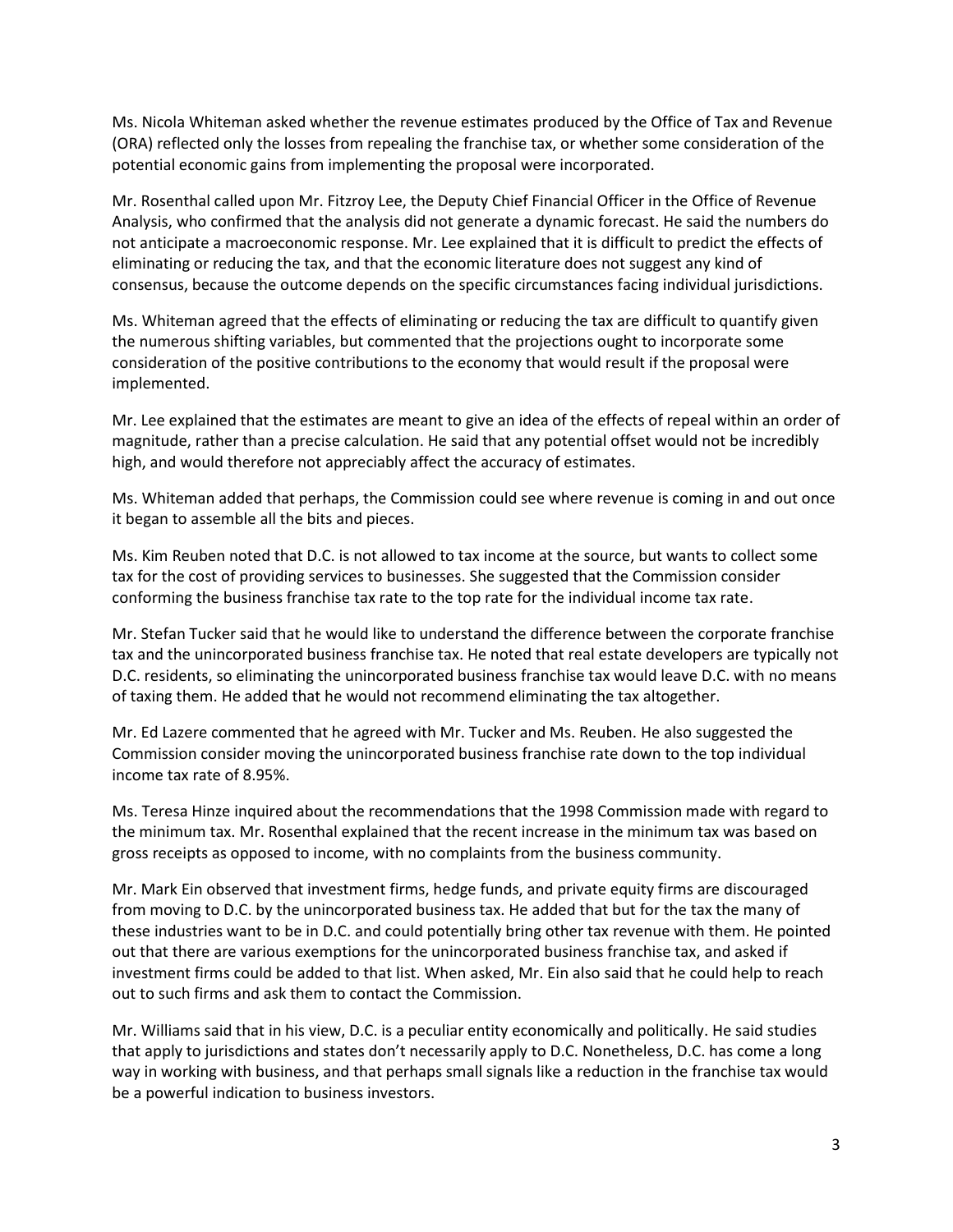Ms. Nicola Whiteman asked whether the revenue estimates produced by the Office of Tax and Revenue (ORA) reflected only the losses from repealing the franchise tax, or whether some consideration of the potential economic gains from implementing the proposal were incorporated.

Mr. Rosenthal called upon Mr. Fitzroy Lee, the Deputy Chief Financial Officer in the Office of Revenue Analysis, who confirmed that the analysis did not generate a dynamic forecast. He said the numbers do not anticipate a macroeconomic response. Mr. Lee explained that it is difficult to predict the effects of eliminating or reducing the tax, and that the economic literature does not suggest any kind of consensus, because the outcome depends on the specific circumstances facing individual jurisdictions.

Ms. Whiteman agreed that the effects of eliminating or reducing the tax are difficult to quantify given the numerous shifting variables, but commented that the projections ought to incorporate some consideration of the positive contributions to the economy that would result if the proposal were implemented.

Mr. Lee explained that the estimates are meant to give an idea of the effects of repeal within an order of magnitude, rather than a precise calculation. He said that any potential offset would not be incredibly high, and would therefore not appreciably affect the accuracy of estimates.

Ms. Whiteman added that perhaps, the Commission could see where revenue is coming in and out once it began to assemble all the bits and pieces.

Ms. Kim Reuben noted that D.C. is not allowed to tax income at the source, but wants to collect some tax for the cost of providing services to businesses. She suggested that the Commission consider conforming the business franchise tax rate to the top rate for the individual income tax rate.

Mr. Stefan Tucker said that he would like to understand the difference between the corporate franchise tax and the unincorporated business franchise tax. He noted that real estate developers are typically not D.C. residents, so eliminating the unincorporated business franchise tax would leave D.C. with no means of taxing them. He added that he would not recommend eliminating the tax altogether.

Mr. Ed Lazere commented that he agreed with Mr. Tucker and Ms. Reuben. He also suggested the Commission consider moving the unincorporated business franchise rate down to the top individual income tax rate of 8.95%.

Ms. Teresa Hinze inquired about the recommendations that the 1998 Commission made with regard to the minimum tax. Mr. Rosenthal explained that the recent increase in the minimum tax was based on gross receipts as opposed to income, with no complaints from the business community.

Mr. Mark Ein observed that investment firms, hedge funds, and private equity firms are discouraged from moving to D.C. by the unincorporated business tax. He added that but for the tax the many of these industries want to be in D.C. and could potentially bring other tax revenue with them. He pointed out that there are various exemptions for the unincorporated business franchise tax, and asked if investment firms could be added to that list. When asked, Mr. Ein also said that he could help to reach out to such firms and ask them to contact the Commission.

Mr. Williams said that in his view, D.C. is a peculiar entity economically and politically. He said studies that apply to jurisdictions and states don't necessarily apply to D.C. Nonetheless, D.C. has come a long way in working with business, and that perhaps small signals like a reduction in the franchise tax would be a powerful indication to business investors.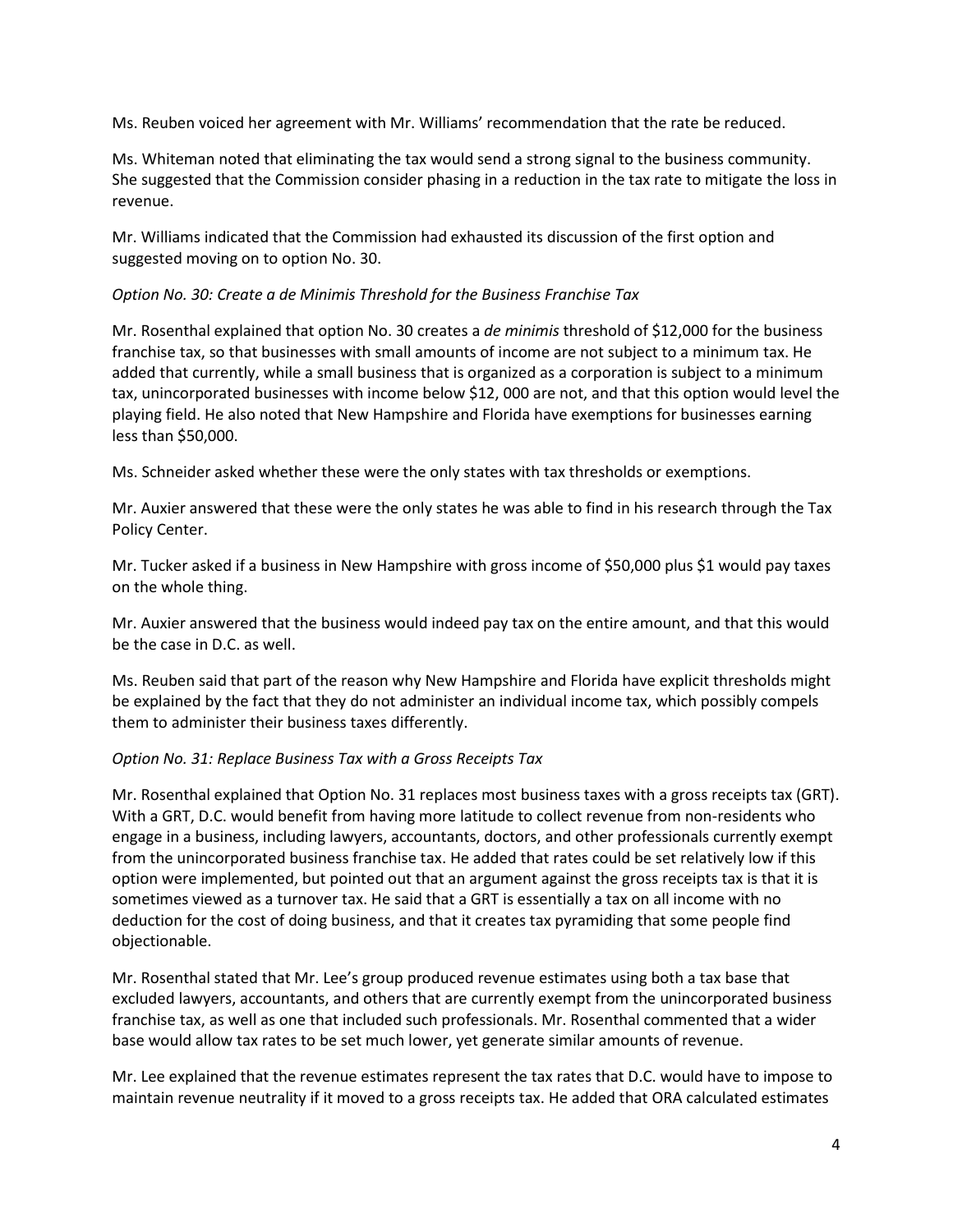Ms. Reuben voiced her agreement with Mr. Williams' recommendation that the rate be reduced.

Ms. Whiteman noted that eliminating the tax would send a strong signal to the business community. She suggested that the Commission consider phasing in a reduction in the tax rate to mitigate the loss in revenue.

Mr. Williams indicated that the Commission had exhausted its discussion of the first option and suggested moving on to option No. 30.

*Option No. 30: Create a de Minimis Threshold for the Business Franchise Tax*

Mr. Rosenthal explained that option No. 30 creates a *de minimis* threshold of $12,000 for the business franchise tax, so that businesses with small amounts of income are not subject to a minimum tax. He added that currently, while a small business that is organized as a corporation is subject to a minimum tax, unincorporated businesses with income below $12, 000 are not, and that this option would level the playing field. He also noted that New Hampshire and Florida have exemptions for businesses earning less than $50,000.

Ms. Schneider asked whether these were the only states with tax thresholds or exemptions.

Mr. Auxier answered that these were the only states he was able to find in his research through the Tax Policy Center.

Mr. Tucker asked if a business in New Hampshire with gross income of $50,000 plus $1 would pay taxes on the whole thing.

Mr. Auxier answered that the business would indeed pay tax on the entire amount, and that this would be the case in D.C. as well.

Ms. Reuben said that part of the reason why New Hampshire and Florida have explicit thresholds might be explained by the fact that they do not administer an individual income tax, which possibly compels them to administer their business taxes differently.

*Option No. 31: Replace Business Tax with a Gross Receipts Tax*

Mr. Rosenthal explained that Option No. 31 replaces most business taxes with a gross receipts tax (GRT). With a GRT, D.C. would benefit from having more latitude to collect revenue from non-residents who engage in a business, including lawyers, accountants, doctors, and other professionals currently exempt from the unincorporated business franchise tax. He added that rates could be set relatively low if this option were implemented, but pointed out that an argument against the gross receipts tax is that it is sometimes viewed as a turnover tax. He said that a GRT is essentially a tax on all income with no deduction for the cost of doing business, and that it creates tax pyramiding that some people find objectionable.

Mr. Rosenthal stated that Mr. Lee's group produced revenue estimates using both a tax base that excluded lawyers, accountants, and others that are currently exempt from the unincorporated business franchise tax, as well as one that included such professionals. Mr. Rosenthal commented that a wider base would allow tax rates to be set much lower, yet generate similar amounts of revenue.

Mr. Lee explained that the revenue estimates represent the tax rates that D.C. would have to impose to maintain revenue neutrality if it moved to a gross receipts tax. He added that ORA calculated estimates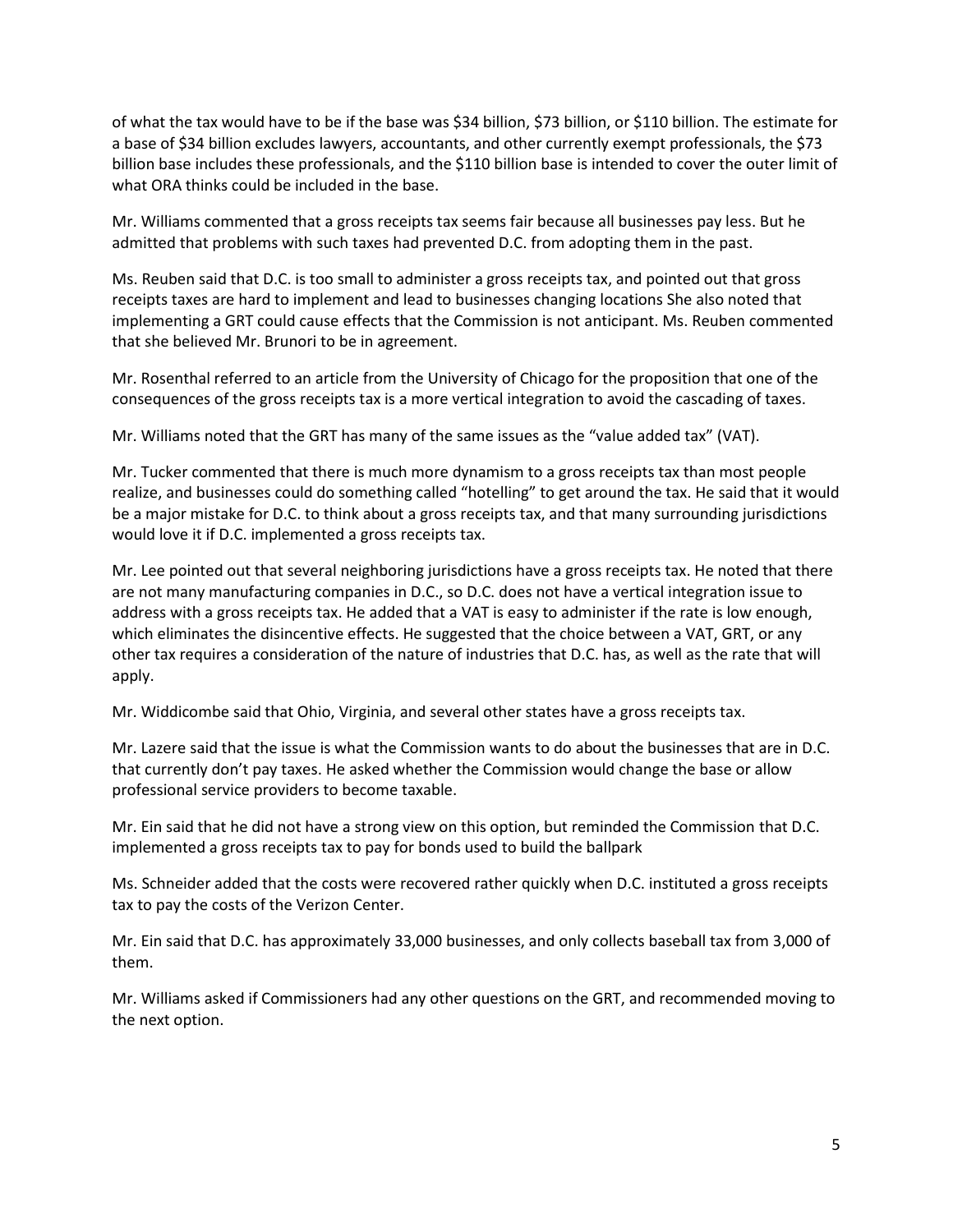of what the tax would have to be if the base was $34 billion, $73 billion, or $110 billion. The estimate for a base of $34 billion excludes lawyers, accountants, and other currently exempt professionals, the $73 billion base includes these professionals, and the $110 billion base is intended to cover the outer limit of what ORA thinks could be included in the base.

Mr. Williams commented that a gross receipts tax seems fair because all businesses pay less. But he admitted that problems with such taxes had prevented D.C. from adopting them in the past.

Ms. Reuben said that D.C. is too small to administer a gross receipts tax, and pointed out that gross receipts taxes are hard to implement and lead to businesses changing locations She also noted that implementing a GRT could cause effects that the Commission is not anticipant. Ms. Reuben commented that she believed Mr. Brunori to be in agreement.

Mr. Rosenthal referred to an article from the University of Chicago for the proposition that one of the consequences of the gross receipts tax is a more vertical integration to avoid the cascading of taxes.

Mr. Williams noted that the GRT has many of the same issues as the "value added tax" (VAT).

Mr. Tucker commented that there is much more dynamism to a gross receipts tax than most people realize, and businesses could do something called "hotelling" to get around the tax. He said that it would be a major mistake for D.C. to think about a gross receipts tax, and that many surrounding jurisdictions would love it if D.C. implemented a gross receipts tax.

Mr. Lee pointed out that several neighboring jurisdictions have a gross receipts tax. He noted that there are not many manufacturing companies in D.C., so D.C. does not have a vertical integration issue to address with a gross receipts tax. He added that a VAT is easy to administer if the rate is low enough, which eliminates the disincentive effects. He suggested that the choice between a VAT, GRT, or any other tax requires a consideration of the nature of industries that D.C. has, as well as the rate that will apply.

Mr. Widdicombe said that Ohio, Virginia, and several other states have a gross receipts tax.

Mr. Lazere said that the issue is what the Commission wants to do about the businesses that are in D.C. that currently don't pay taxes. He asked whether the Commission would change the base or allow professional service providers to become taxable.

Mr. Ein said that he did not have a strong view on this option, but reminded the Commission that D.C. implemented a gross receipts tax to pay for bonds used to build the ballpark

Ms. Schneider added that the costs were recovered rather quickly when D.C. instituted a gross receipts tax to pay the costs of the Verizon Center.

Mr. Ein said that D.C. has approximately 33,000 businesses, and only collects baseball tax from 3,000 of them.

Mr. Williams asked if Commissioners had any other questions on the GRT, and recommended moving to the next option.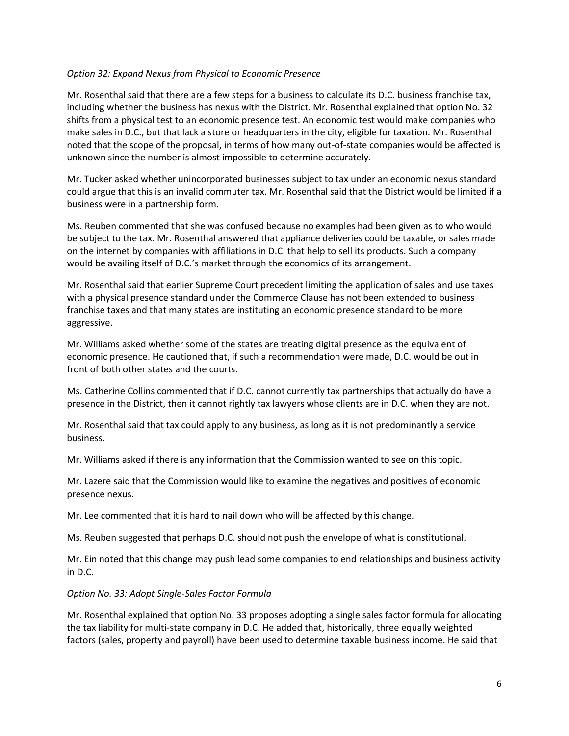*Option 32: Expand Nexus from Physical to Economic Presence*

Mr. Rosenthal said that there are a few steps for a business to calculate its D.C. business franchise tax, including whether the business has nexus with the District. Mr. Rosenthal explained that option No. 32 shifts from a physical test to an economic presence test. An economic test would make companies who make sales in D.C., but that lack a store or headquarters in the city, eligible for taxation. Mr. Rosenthal noted that the scope of the proposal, in terms of how many out-of-state companies would be affected is unknown since the number is almost impossible to determine accurately.

Mr. Tucker asked whether unincorporated businesses subject to tax under an economic nexus standard could argue that this is an invalid commuter tax. Mr. Rosenthal said that the District would be limited if a business were in a partnership form.

Ms. Reuben commented that she was confused because no examples had been given as to who would be subject to the tax. Mr. Rosenthal answered that appliance deliveries could be taxable, or sales made on the internet by companies with affiliations in D.C. that help to sell its products. Such a company would be availing itself of D.C.'s market through the economics of its arrangement.

Mr. Rosenthal said that earlier Supreme Court precedent limiting the application of sales and use taxes with a physical presence standard under the Commerce Clause has not been extended to business franchise taxes and that many states are instituting an economic presence standard to be more aggressive.

Mr. Williams asked whether some of the states are treating digital presence as the equivalent of economic presence. He cautioned that, if such a recommendation were made, D.C. would be out in front of both other states and the courts.

Ms. Catherine Collins commented that if D.C. cannot currently tax partnerships that actually do have a presence in the District, then it cannot rightly tax lawyers whose clients are in D.C. when they are not.

Mr. Rosenthal said that tax could apply to any business, as long as it is not predominantly a service business.

Mr. Williams asked if there is any information that the Commission wanted to see on this topic.

Mr. Lazere said that the Commission would like to examine the negatives and positives of economic presence nexus.

Mr. Lee commented that it is hard to nail down who will be affected by this change.

Ms. Reuben suggested that perhaps D.C. should not push the envelope of what is constitutional.

Mr. Ein noted that this change may push lead some companies to end relationships and business activity in D.C.

*Option No. 33: Adopt Single-Sales Factor Formula*

Mr. Rosenthal explained that option No. 33 proposes adopting a single sales factor formula for allocating the tax liability for multi-state company in D.C. He added that, historically, three equally weighted factors (sales, property and payroll) have been used to determine taxable business income. He said that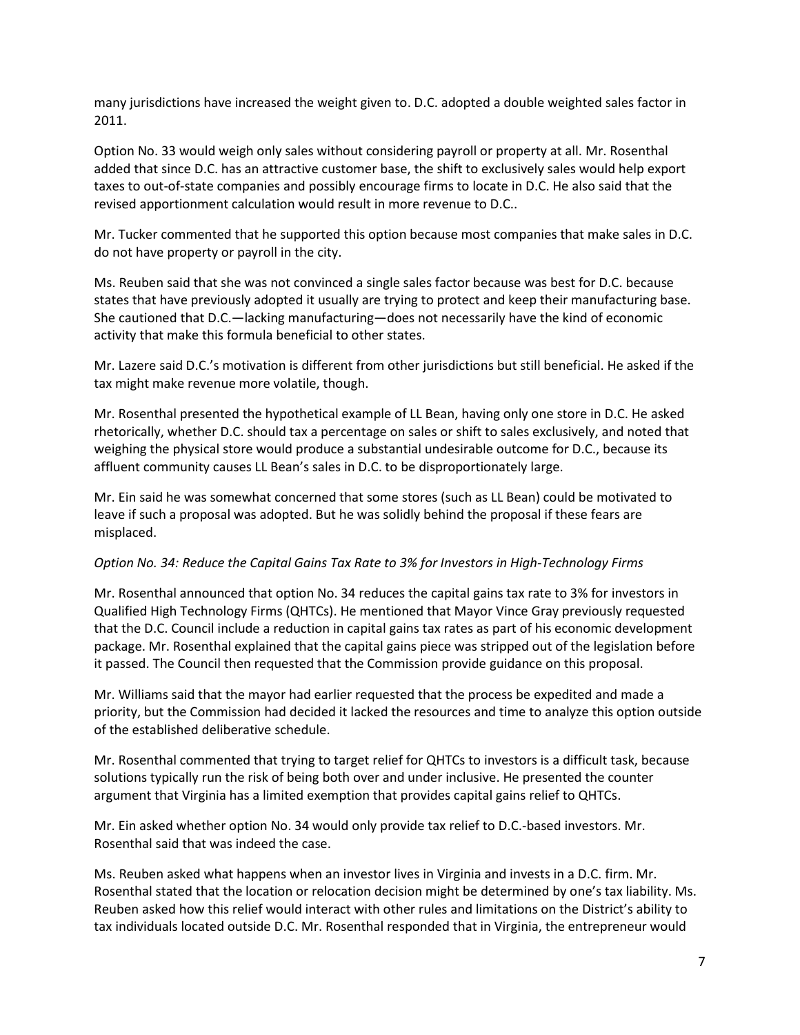many jurisdictions have increased the weight given to. D.C. adopted a double weighted sales factor in 2011.

Option No. 33 would weigh only sales without considering payroll or property at all. Mr. Rosenthal added that since D.C. has an attractive customer base, the shift to exclusively sales would help export taxes to out-of-state companies and possibly encourage firms to locate in D.C. He also said that the revised apportionment calculation would result in more revenue to D.C..

Mr. Tucker commented that he supported this option because most companies that make sales in D.C. do not have property or payroll in the city.

Ms. Reuben said that she was not convinced a single sales factor because was best for D.C. because states that have previously adopted it usually are trying to protect and keep their manufacturing base. She cautioned that D.C.—lacking manufacturing—does not necessarily have the kind of economic activity that make this formula beneficial to other states.

Mr. Lazere said D.C.'s motivation is different from other jurisdictions but still beneficial. He asked if the tax might make revenue more volatile, though.

Mr. Rosenthal presented the hypothetical example of LL Bean, having only one store in D.C. He asked rhetorically, whether D.C. should tax a percentage on sales or shift to sales exclusively, and noted that weighing the physical store would produce a substantial undesirable outcome for D.C., because its affluent community causes LL Bean's sales in D.C. to be disproportionately large.

Mr. Ein said he was somewhat concerned that some stores (such as LL Bean) could be motivated to leave if such a proposal was adopted. But he was solidly behind the proposal if these fears are misplaced.

*Option No. 34: Reduce the Capital Gains Tax Rate to 3% for Investors in High-Technology Firms*

Mr. Rosenthal announced that option No. 34 reduces the capital gains tax rate to 3% for investors in Qualified High Technology Firms (QHTCs). He mentioned that Mayor Vince Gray previously requested that the D.C. Council include a reduction in capital gains tax rates as part of his economic development package. Mr. Rosenthal explained that the capital gains piece was stripped out of the legislation before it passed. The Council then requested that the Commission provide guidance on this proposal.

Mr. Williams said that the mayor had earlier requested that the process be expedited and made a priority, but the Commission had decided it lacked the resources and time to analyze this option outside of the established deliberative schedule.

Mr. Rosenthal commented that trying to target relief for QHTCs to investors is a difficult task, because solutions typically run the risk of being both over and under inclusive. He presented the counter argument that Virginia has a limited exemption that provides capital gains relief to QHTCs.

Mr. Ein asked whether option No. 34 would only provide tax relief to D.C.-based investors. Mr. Rosenthal said that was indeed the case.

Ms. Reuben asked what happens when an investor lives in Virginia and invests in a D.C. firm. Mr. Rosenthal stated that the location or relocation decision might be determined by one's tax liability. Ms. Reuben asked how this relief would interact with other rules and limitations on the District's ability to tax individuals located outside D.C. Mr. Rosenthal responded that in Virginia, the entrepreneur would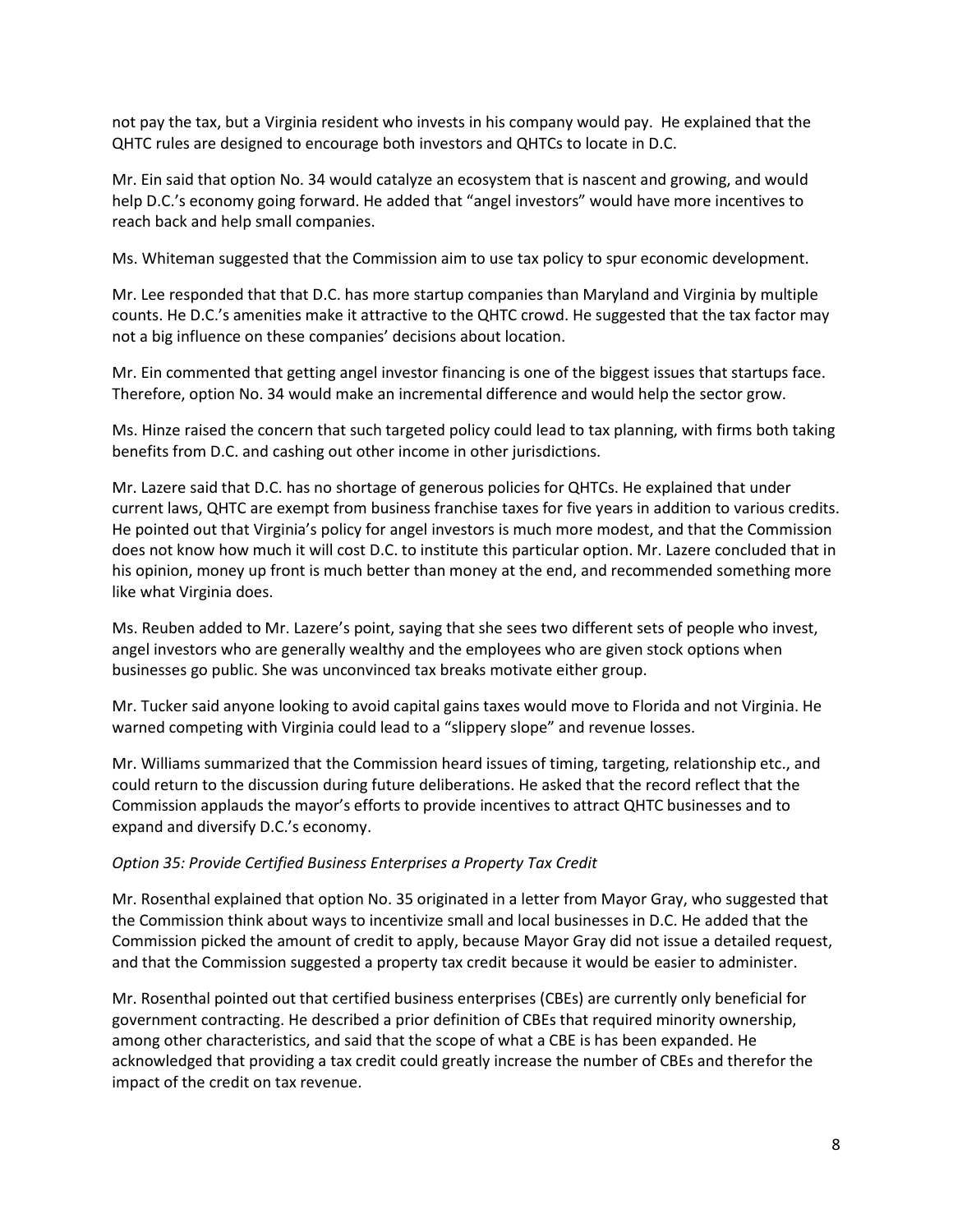not pay the tax, but a Virginia resident who invests in his company would pay. He explained that the QHTC rules are designed to encourage both investors and QHTCs to locate in D.C.

Mr. Ein said that option No. 34 would catalyze an ecosystem that is nascent and growing, and would help D.C.'s economy going forward. He added that "angel investors" would have more incentives to reach back and help small companies.

Ms. Whiteman suggested that the Commission aim to use tax policy to spur economic development.

Mr. Lee responded that that D.C. has more startup companies than Maryland and Virginia by multiple counts. He D.C.'s amenities make it attractive to the QHTC crowd. He suggested that the tax factor may not a big influence on these companies' decisions about location.

Mr. Ein commented that getting angel investor financing is one of the biggest issues that startups face. Therefore, option No. 34 would make an incremental difference and would help the sector grow.

Ms. Hinze raised the concern that such targeted policy could lead to tax planning, with firms both taking benefits from D.C. and cashing out other income in other jurisdictions.

Mr. Lazere said that D.C. has no shortage of generous policies for QHTCs. He explained that under current laws, QHTC are exempt from business franchise taxes for five years in addition to various credits. He pointed out that Virginia's policy for angel investors is much more modest, and that the Commission does not know how much it will cost D.C. to institute this particular option. Mr. Lazere concluded that in his opinion, money up front is much better than money at the end, and recommended something more like what Virginia does.

Ms. Reuben added to Mr. Lazere's point, saying that she sees two different sets of people who invest, angel investors who are generally wealthy and the employees who are given stock options when businesses go public. She was unconvinced tax breaks motivate either group.

Mr. Tucker said anyone looking to avoid capital gains taxes would move to Florida and not Virginia. He warned competing with Virginia could lead to a "slippery slope" and revenue losses.

Mr. Williams summarized that the Commission heard issues of timing, targeting, relationship etc., and could return to the discussion during future deliberations. He asked that the record reflect that the Commission applauds the mayor's efforts to provide incentives to attract QHTC businesses and to expand and diversify D.C.'s economy.

*Option 35: Provide Certified Business Enterprises a Property Tax Credit*

Mr. Rosenthal explained that option No. 35 originated in a letter from Mayor Gray, who suggested that the Commission think about ways to incentivize small and local businesses in D.C. He added that the Commission picked the amount of credit to apply, because Mayor Gray did not issue a detailed request, and that the Commission suggested a property tax credit because it would be easier to administer.

Mr. Rosenthal pointed out that certified business enterprises (CBEs) are currently only beneficial for government contracting. He described a prior definition of CBEs that required minority ownership, among other characteristics, and said that the scope of what a CBE is has been expanded. He acknowledged that providing a tax credit could greatly increase the number of CBEs and therefor the impact of the credit on tax revenue.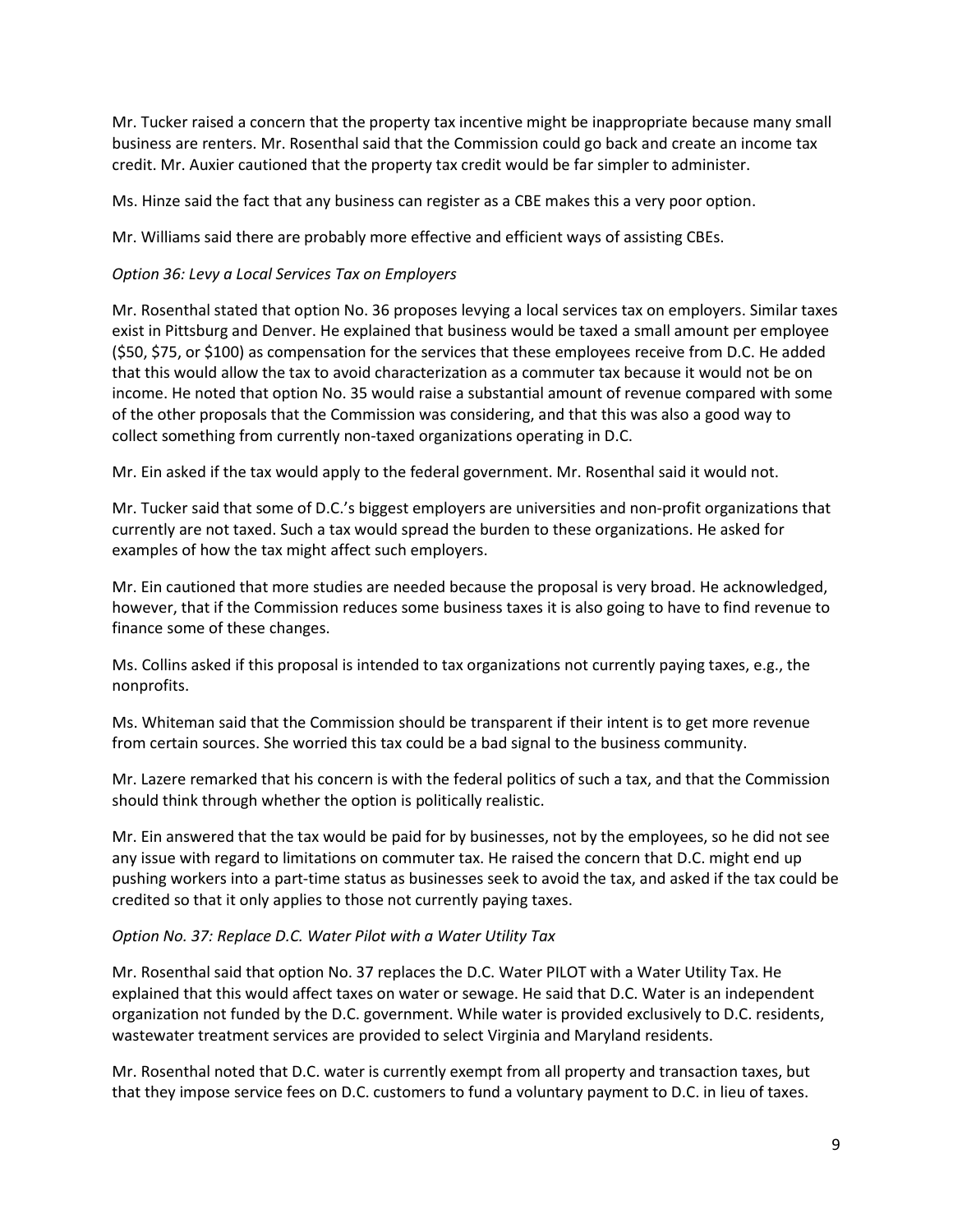Mr. Tucker raised a concern that the property tax incentive might be inappropriate because many small business are renters. Mr. Rosenthal said that the Commission could go back and create an income tax credit. Mr. Auxier cautioned that the property tax credit would be far simpler to administer.

Ms. Hinze said the fact that any business can register as a CBE makes this a very poor option.

Mr. Williams said there are probably more effective and efficient ways of assisting CBEs.

*Option 36: Levy a Local Services Tax on Employers*

Mr. Rosenthal stated that option No. 36 proposes levying a local services tax on employers. Similar taxes exist in Pittsburg and Denver. He explained that business would be taxed a small amount per employee ($50, $75, or $100) as compensation for the services that these employees receive from D.C. He added that this would allow the tax to avoid characterization as a commuter tax because it would not be on income. He noted that option No. 35 would raise a substantial amount of revenue compared with some of the other proposals that the Commission was considering, and that this was also a good way to collect something from currently non-taxed organizations operating in D.C.

Mr. Ein asked if the tax would apply to the federal government. Mr. Rosenthal said it would not.

Mr. Tucker said that some of D.C.'s biggest employers are universities and non-profit organizations that currently are not taxed. Such a tax would spread the burden to these organizations. He asked for examples of how the tax might affect such employers.

Mr. Ein cautioned that more studies are needed because the proposal is very broad. He acknowledged, however, that if the Commission reduces some business taxes it is also going to have to find revenue to finance some of these changes.

Ms. Collins asked if this proposal is intended to tax organizations not currently paying taxes, e.g., the nonprofits.

Ms. Whiteman said that the Commission should be transparent if their intent is to get more revenue from certain sources. She worried this tax could be a bad signal to the business community.

Mr. Lazere remarked that his concern is with the federal politics of such a tax, and that the Commission should think through whether the option is politically realistic.

Mr. Ein answered that the tax would be paid for by businesses, not by the employees, so he did not see any issue with regard to limitations on commuter tax. He raised the concern that D.C. might end up pushing workers into a part-time status as businesses seek to avoid the tax, and asked if the tax could be credited so that it only applies to those not currently paying taxes.

*Option No. 37: Replace D.C. Water Pilot with a Water Utility Tax*

Mr. Rosenthal said that option No. 37 replaces the D.C. Water PILOT with a Water Utility Tax. He explained that this would affect taxes on water or sewage. He said that D.C. Water is an independent organization not funded by the D.C. government. While water is provided exclusively to D.C. residents, wastewater treatment services are provided to select Virginia and Maryland residents.

Mr. Rosenthal noted that D.C. water is currently exempt from all property and transaction taxes, but that they impose service fees on D.C. customers to fund a voluntary payment to D.C. in lieu of taxes.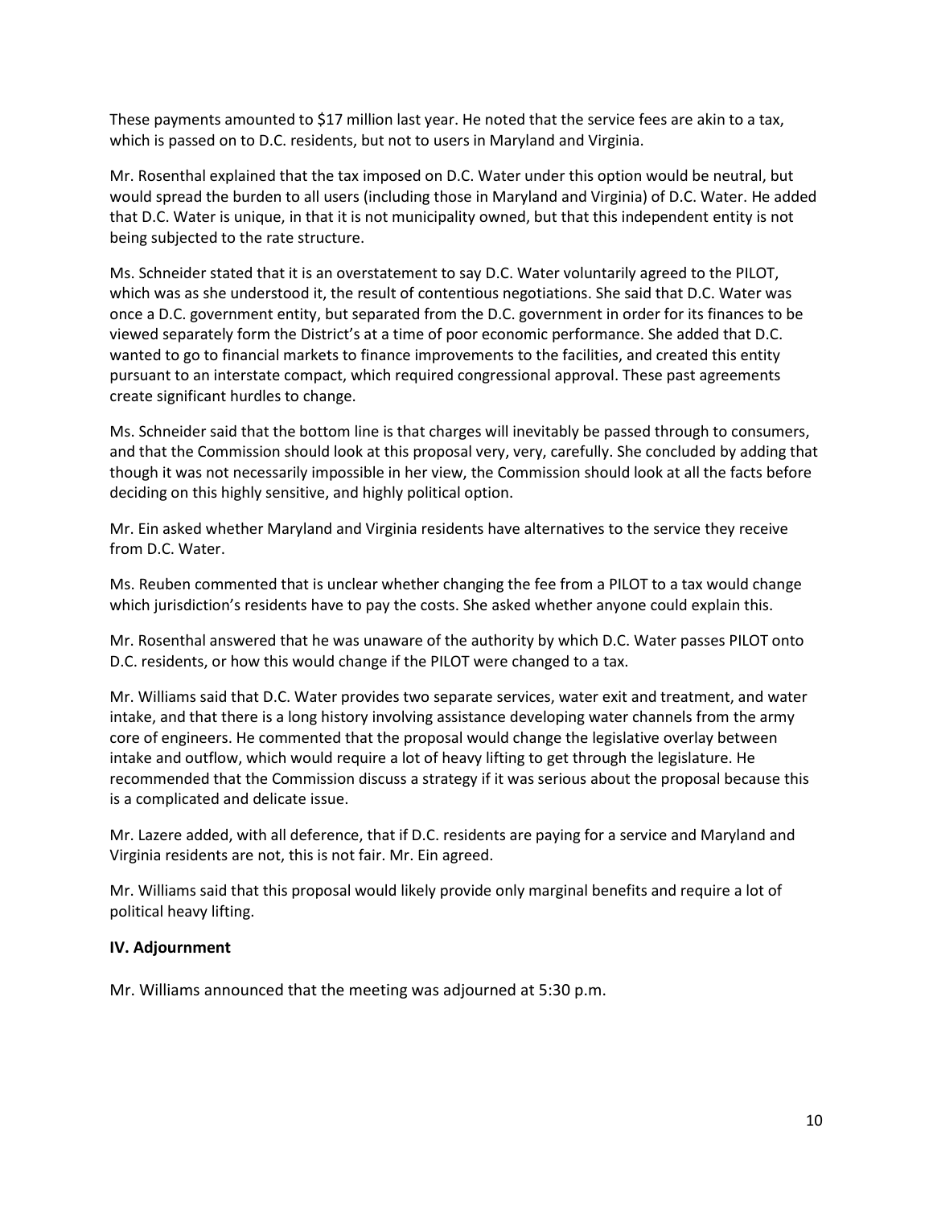These payments amounted to $17 million last year. He noted that the service fees are akin to a tax, which is passed on to D.C. residents, but not to users in Maryland and Virginia.

Mr. Rosenthal explained that the tax imposed on D.C. Water under this option would be neutral, but would spread the burden to all users (including those in Maryland and Virginia) of D.C. Water. He added that D.C. Water is unique, in that it is not municipality owned, but that this independent entity is not being subjected to the rate structure.

Ms. Schneider stated that it is an overstatement to say D.C. Water voluntarily agreed to the PILOT, which was as she understood it, the result of contentious negotiations. She said that D.C. Water was once a D.C. government entity, but separated from the D.C. government in order for its finances to be viewed separately form the District's at a time of poor economic performance. She added that D.C. wanted to go to financial markets to finance improvements to the facilities, and created this entity pursuant to an interstate compact, which required congressional approval. These past agreements create significant hurdles to change.

Ms. Schneider said that the bottom line is that charges will inevitably be passed through to consumers, and that the Commission should look at this proposal very, very, carefully. She concluded by adding that though it was not necessarily impossible in her view, the Commission should look at all the facts before deciding on this highly sensitive, and highly political option.

Mr. Ein asked whether Maryland and Virginia residents have alternatives to the service they receive from D.C. Water.

Ms. Reuben commented that is unclear whether changing the fee from a PILOT to a tax would change which jurisdiction's residents have to pay the costs. She asked whether anyone could explain this.

Mr. Rosenthal answered that he was unaware of the authority by which D.C. Water passes PILOT onto D.C. residents, or how this would change if the PILOT were changed to a tax.

Mr. Williams said that D.C. Water provides two separate services, water exit and treatment, and water intake, and that there is a long history involving assistance developing water channels from the army core of engineers. He commented that the proposal would change the legislative overlay between intake and outflow, which would require a lot of heavy lifting to get through the legislature. He recommended that the Commission discuss a strategy if it was serious about the proposal because this is a complicated and delicate issue.

Mr. Lazere added, with all deference, that if D.C. residents are paying for a service and Maryland and Virginia residents are not, this is not fair. Mr. Ein agreed.

Mr. Williams said that this proposal would likely provide only marginal benefits and require a lot of political heavy lifting.

### IV. Adjournment

Mr. Williams announced that the meeting was adjourned at 5:30 p.m.